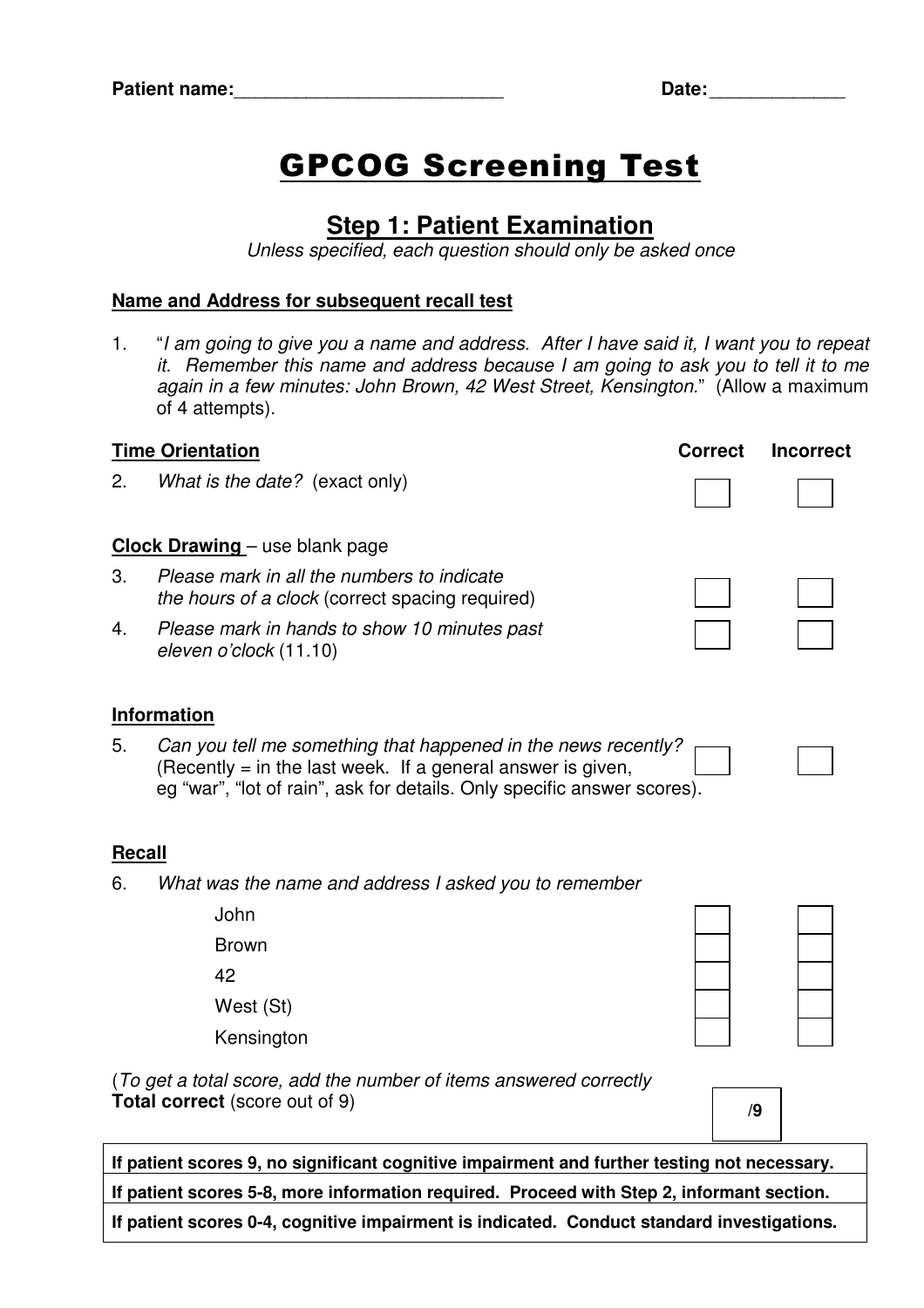**Patient name:**\_\_\_\_\_\_\_\_\_\_\_\_\_\_\_\_\_\_\_\_\_\_\_\_\_\_ **Date:**\_\_\_\_\_\_\_\_\_\_\_\_\_

# GPCOG Screening Test

## Step 1: Patient Examination

*Unless specified, each question should only be asked once*

**Name and Address for subsequent recall test**

1. "*I am going to give you a name and address. After I have said it, I want you to repeat it. Remember this name and address because I am going to ask you to tell it to me again in a few minutes: John Brown, 42 West Street, Kensington.*" (Allow a maximum of 4 attempts).

| | Correct | Incorrect |
|---|---|---|
| **Time Orientation** | | |
| 2. *What is the date?* (exact only) | ☐ | ☐ |
| **Clock Drawing** – use blank page | | |
| 3. *Please mark in all the numbers to indicate the hours of a clock* (correct spacing required) | ☐ | ☐ |
| 4. *Please mark in hands to show 10 minutes past eleven o'clock* (11.10) | ☐ | ☐ |
| **Information** | | |
| 5. *Can you tell me something that happened in the news recently?* (Recently = in the last week. If a general answer is given, eg "war", "lot of rain", ask for details. Only specific answer scores). | ☐ | ☐ |
| **Recall** | | |
| 6. *What was the name and address I asked you to remember* | | |
| John | ☐ | ☐ |
| Brown | ☐ | ☐ |
| 42 | ☐ | ☐ |
| West (St) | ☐ | ☐ |
| Kensington | ☐ | ☐ |

(*To get a total score, add the number of items answered correctly*
**Total correct** (score out of 9) **/9**

| |
|---|
| **If patient scores 9, no significant cognitive impairment and further testing not necessary.** |
| **If patient scores 5-8, more information required. Proceed with Step 2, informant section.** |
| **If patient scores 0-4, cognitive impairment is indicated. Conduct standard investigations.** |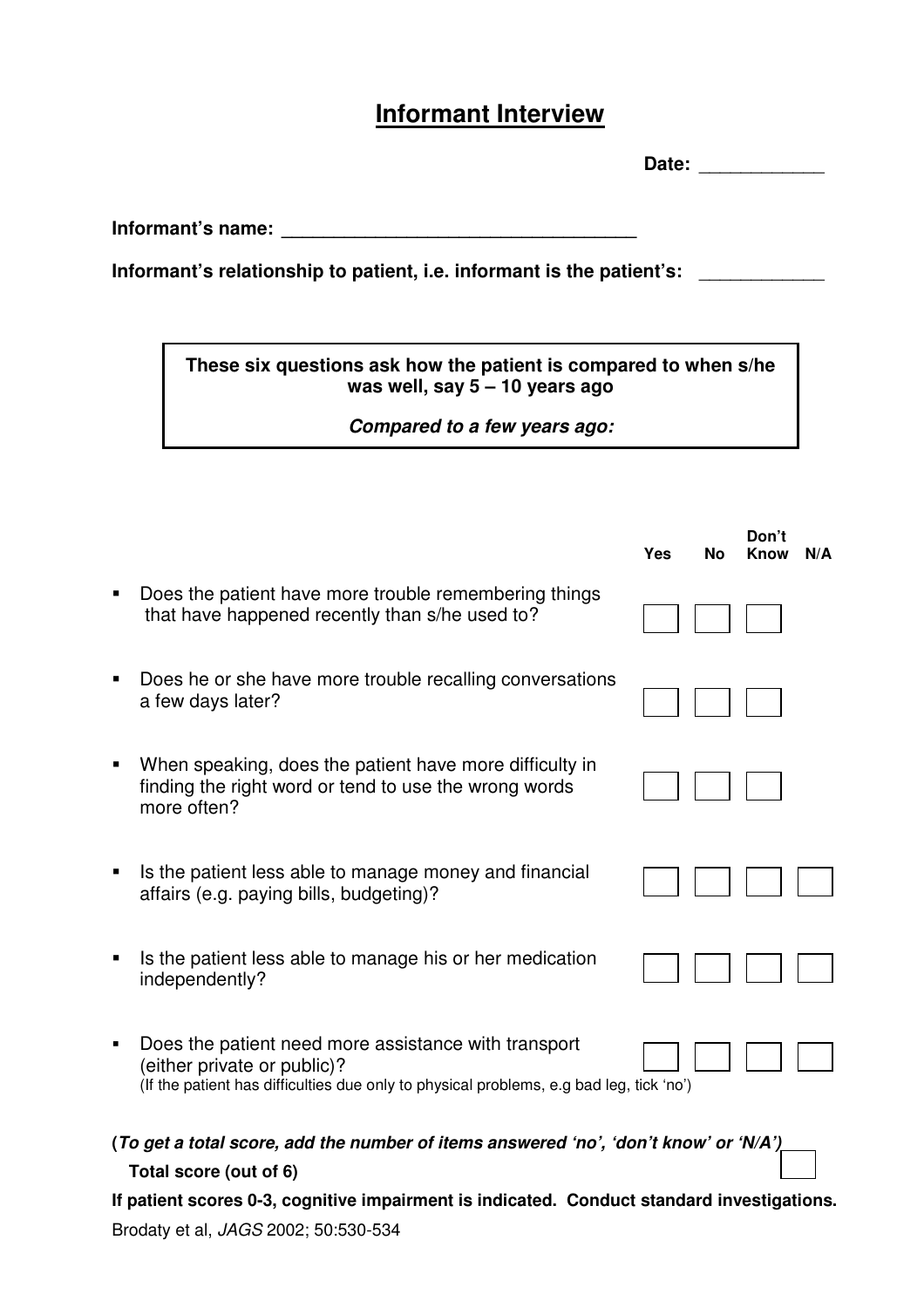# Informant Interview

**Date: ____________**

**Informant's name: __________________________________**

**Informant's relationship to patient, i.e. informant is the patient's: ____________**

> **These six questions ask how the patient is compared to when s/he was well, say 5 – 10 years ago**
>
> ***Compared to a few years ago:***

| | Yes | No | Don't Know | N/A |
|---|---|---|---|---|
| ▪ Does the patient have more trouble remembering things that have happened recently than s/he used to? | ☐ | ☐ | ☐ | |
| ▪ Does he or she have more trouble recalling conversations a few days later? | ☐ | ☐ | ☐ | |
| ▪ When speaking, does the patient have more difficulty in finding the right word or tend to use the wrong words more often? | ☐ | ☐ | ☐ | |
| ▪ Is the patient less able to manage money and financial affairs (e.g. paying bills, budgeting)? | ☐ | ☐ | ☐ | ☐ |
| ▪ Is the patient less able to manage his or her medication independently? | ☐ | ☐ | ☐ | ☐ |
| ▪ Does the patient need more assistance with transport (either private or public)? (If the patient has difficulties due only to physical problems, e.g bad leg, tick 'no') | ☐ | ☐ | ☐ | ☐ |

**(*To get a total score, add the number of items answered 'no', 'don't know' or 'N/A'*)**

**Total score (out of 6)** ☐

**If patient scores 0-3, cognitive impairment is indicated. Conduct standard investigations.**

Brodaty et al, *JAGS* 2002; 50:530-534